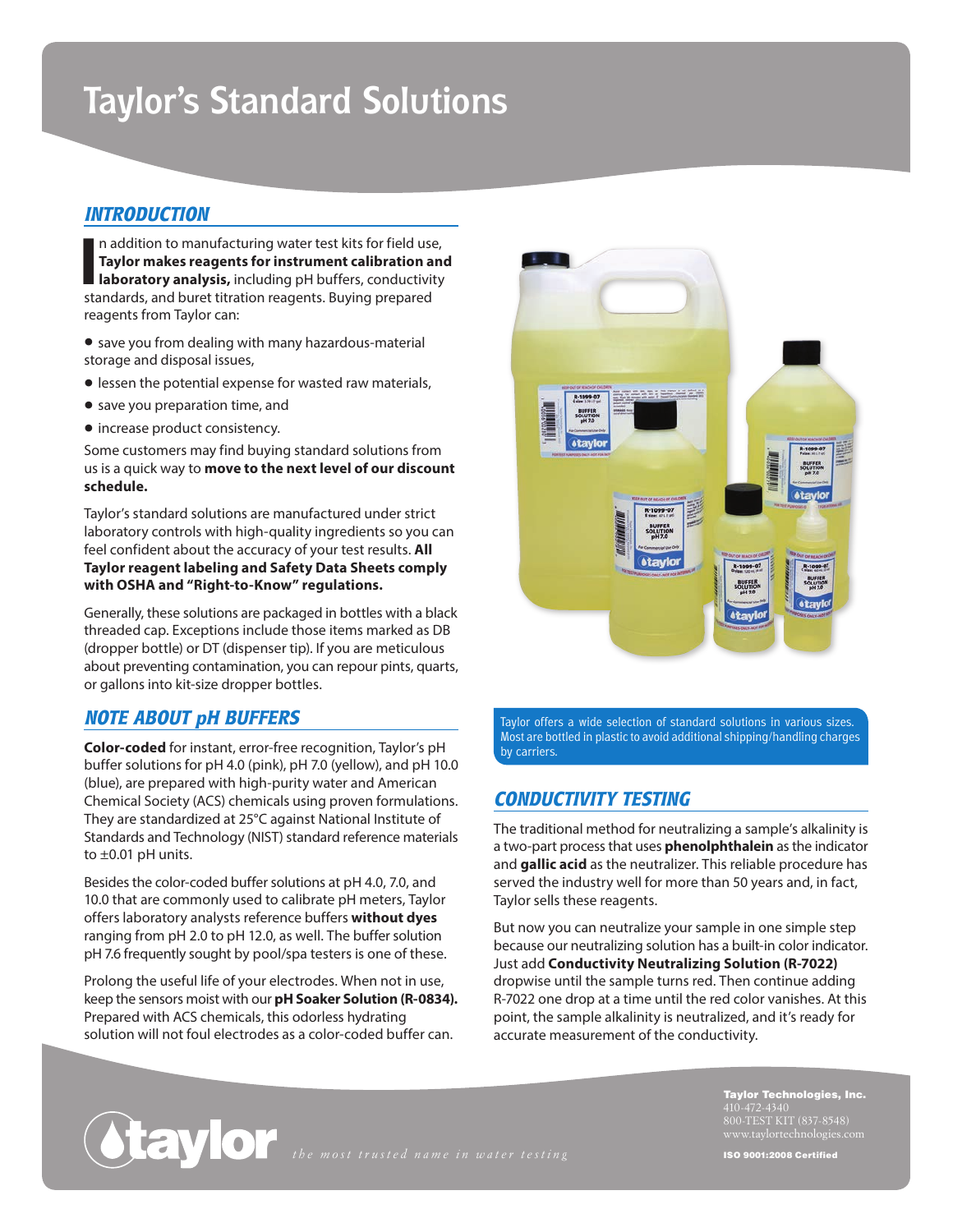# Taylor's Standard Solutions

## INTRODUCTION

In addition to manufacturing water test kits for field use, **Taylor makes reagents for instrument calibration and laboratory analysis,** including pH buffers, conductivity standards, and buret titration reagents. Buying prepared reagents from Taylor can:

- save you from dealing with many hazardous-material storage and disposal issues,
- lessen the potential expense for wasted raw materials,
- save you preparation time, and
- increase product consistency.

Some customers may find buying standard solutions from us is a quick way to **move to the next level of our discount schedule.**

Taylor's standard solutions are manufactured under strict laboratory controls with high-quality ingredients so you can feel confident about the accuracy of your test results. **All Taylor reagent labeling and Safety Data Sheets comply with OSHA and "Right-to-Know" regulations.**

Generally, these solutions are packaged in bottles with a black threaded cap. Exceptions include those items marked as DB (dropper bottle) or DT (dispenser tip). If you are meticulous about preventing contamination, you can repour pints, quarts, or gallons into kit-size dropper bottles.

## NOTE ABOUT pH BUFFERS

**Color-coded** for instant, error-free recognition, Taylor's pH buffer solutions for pH 4.0 (pink), pH 7.0 (yellow), and pH 10.0 (blue), are prepared with high-purity water and American Chemical Society (ACS) chemicals using proven formulations. They are standardized at 25°C against National Institute of Standards and Technology (NIST) standard reference materials to ±0.01 pH units.

Besides the color-coded buffer solutions at pH 4.0, 7.0, and 10.0 that are commonly used to calibrate pH meters, Taylor offers laboratory analysts reference buffers **without dyes** ranging from pH 2.0 to pH 12.0, as well. The buffer solution pH 7.6 frequently sought by pool/spa testers is one of these.

Prolong the useful life of your electrodes. When not in use, keep the sensors moist with our **pH Soaker Solution (R-0834).** Prepared with ACS chemicals, this odorless hydrating solution will not foul electrodes as a color-coded buffer can.

Taylor offers a wide selection of standard solutions in various sizes. Most are bottled in plastic to avoid additional shipping/handling charges by carriers.

## CONDUCTIVITY TESTING

The traditional method for neutralizing a sample's alkalinity is a two-part process that uses **phenolphthalein** as the indicator and **gallic acid** as the neutralizer. This reliable procedure has served the industry well for more than 50 years and, in fact, Taylor sells these reagents.

But now you can neutralize your sample in one simple step because our neutralizing solution has a built-in color indicator. Just add **Conductivity Neutralizing Solution (R-7022)** dropwise until the sample turns red. Then continue adding R-7022 one drop at a time until the red color vanishes. At this point, the sample alkalinity is neutralized, and it's ready for accurate measurement of the conductivity.

**taylor** *the most trusted name in water testing*

**Taylor Technologies, Inc.**
410-472-4340
800-TEST KIT (837-8548)
www.taylortechnologies.com

**ISO 9001:2008 Certified**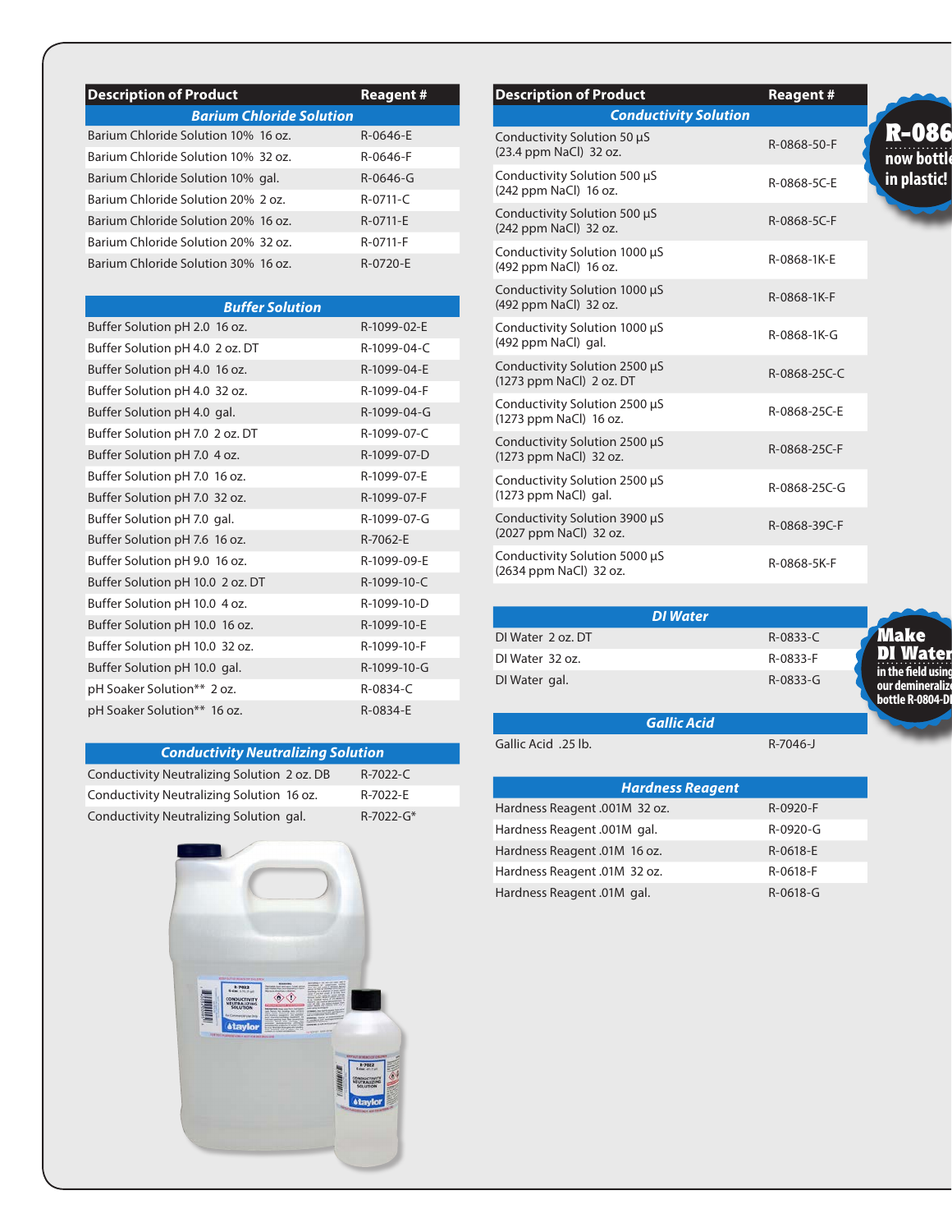| Description of Product | Reagent # |
|---|---|
| **Barium Chloride Solution** | |
| Barium Chloride Solution 10% 16 oz. | R-0646-E |
| Barium Chloride Solution 10% 32 oz. | R-0646-F |
| Barium Chloride Solution 10% gal. | R-0646-G |
| Barium Chloride Solution 20% 2 oz. | R-0711-C |
| Barium Chloride Solution 20% 16 oz. | R-0711-E |
| Barium Chloride Solution 20% 32 oz. | R-0711-F |
| Barium Chloride Solution 30% 16 oz. | R-0720-E |

| **Buffer Solution** | |
|---|---|
| Buffer Solution pH 2.0 16 oz. | R-1099-02-E |
| Buffer Solution pH 4.0 2 oz. DT | R-1099-04-C |
| Buffer Solution pH 4.0 16 oz. | R-1099-04-E |
| Buffer Solution pH 4.0 32 oz. | R-1099-04-F |
| Buffer Solution pH 4.0 gal. | R-1099-04-G |
| Buffer Solution pH 7.0 2 oz. DT | R-1099-07-C |
| Buffer Solution pH 7.0 4 oz. | R-1099-07-D |
| Buffer Solution pH 7.0 16 oz. | R-1099-07-E |
| Buffer Solution pH 7.0 32 oz. | R-1099-07-F |
| Buffer Solution pH 7.0 gal. | R-1099-07-G |
| Buffer Solution pH 7.6 16 oz. | R-7062-E |
| Buffer Solution pH 9.0 16 oz. | R-1099-09-E |
| Buffer Solution pH 10.0 2 oz. DT | R-1099-10-C |
| Buffer Solution pH 10.0 4 oz. | R-1099-10-D |
| Buffer Solution pH 10.0 16 oz. | R-1099-10-E |
| Buffer Solution pH 10.0 32 oz. | R-1099-10-F |
| Buffer Solution pH 10.0 gal. | R-1099-10-G |
| pH Soaker Solution** 2 oz. | R-0834-C |
| pH Soaker Solution** 16 oz. | R-0834-E |

| **Conductivity Neutralizing Solution** | |
|---|---|
| Conductivity Neutralizing Solution 2 oz. DB | R-7022-C |
| Conductivity Neutralizing Solution 16 oz. | R-7022-E |
| Conductivity Neutralizing Solution gal. | R-7022-G* |

| Description of Product | Reagent # |
|---|---|
| **Conductivity Solution** | |
| Conductivity Solution 50 µS (23.4 ppm NaCl) 32 oz. | R-0868-50-F |
| Conductivity Solution 500 µS (242 ppm NaCl) 16 oz. | R-0868-5C-E |
| Conductivity Solution 500 µS (242 ppm NaCl) 32 oz. | R-0868-5C-F |
| Conductivity Solution 1000 µS (492 ppm NaCl) 16 oz. | R-0868-1K-E |
| Conductivity Solution 1000 µS (492 ppm NaCl) 32 oz. | R-0868-1K-F |
| Conductivity Solution 1000 µS (492 ppm NaCl) gal. | R-0868-1K-G |
| Conductivity Solution 2500 µS (1273 ppm NaCl) 2 oz. DT | R-0868-25C-C |
| Conductivity Solution 2500 µS (1273 ppm NaCl) 16 oz. | R-0868-25C-E |
| Conductivity Solution 2500 µS (1273 ppm NaCl) 32 oz. | R-0868-25C-F |
| Conductivity Solution 2500 µS (1273 ppm NaCl) gal. | R-0868-25C-G |
| Conductivity Solution 3900 µS (2027 ppm NaCl) 32 oz. | R-0868-39C-F |
| Conductivity Solution 5000 µS (2634 ppm NaCl) 32 oz. | R-0868-5K-F |

**R-086... now bottl... in plastic!**

| **DI Water** | |
|---|---|
| DI Water 2 oz. DT | R-0833-C |
| DI Water 32 oz. | R-0833-F |
| DI Water gal. | R-0833-G |

**Make DI Water** in the field using our demineraliz... bottle R-0804-D...

| **Gallic Acid** | |
|---|---|
| Gallic Acid .25 lb. | R-7046-J |

| **Hardness Reagent** | |
|---|---|
| Hardness Reagent .001M 32 oz. | R-0920-F |
| Hardness Reagent .001M gal. | R-0920-G |
| Hardness Reagent .01M 16 oz. | R-0618-E |
| Hardness Reagent .01M 32 oz. | R-0618-F |
| Hardness Reagent .01M gal. | R-0618-G |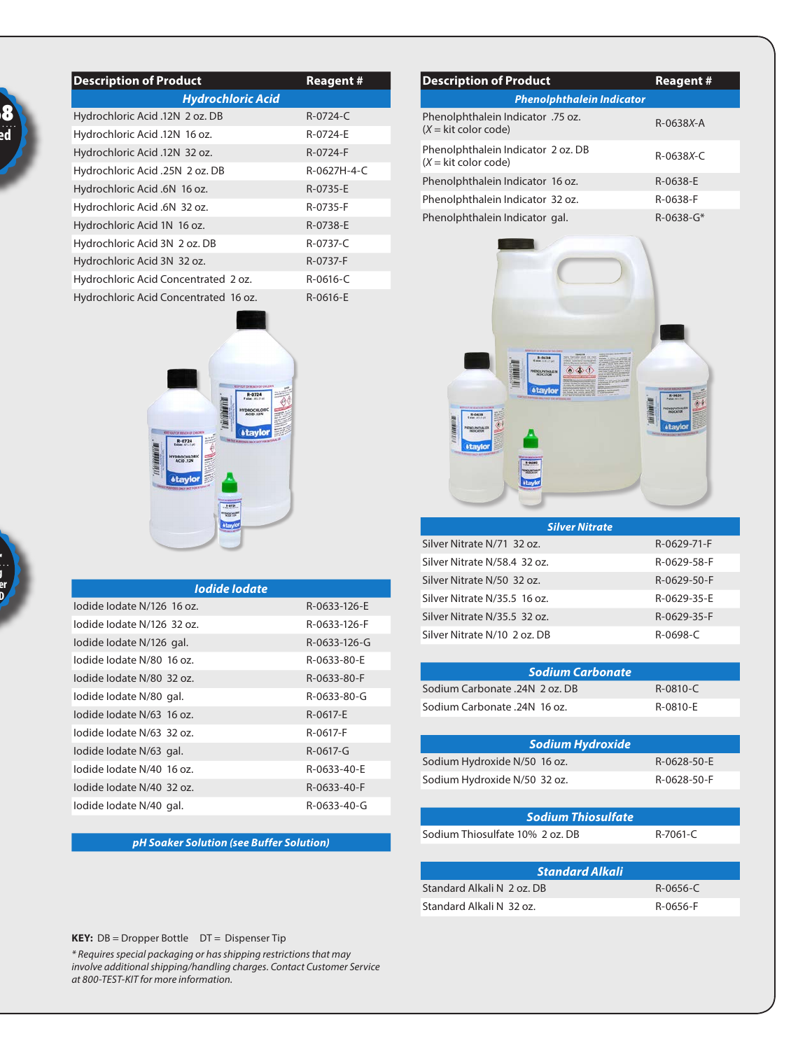| Description of Product | Reagent # |
|---|---|
| ***Hydrochloric Acid*** | |
| Hydrochloric Acid .12N 2 oz. DB | R-0724-C |
| Hydrochloric Acid .12N 16 oz. | R-0724-E |
| Hydrochloric Acid .12N 32 oz. | R-0724-F |
| Hydrochloric Acid .25N 2 oz. DB | R-0627H-4-C |
| Hydrochloric Acid .6N 16 oz. | R-0735-E |
| Hydrochloric Acid .6N 32 oz. | R-0735-F |
| Hydrochloric Acid 1N 16 oz. | R-0738-E |
| Hydrochloric Acid 3N 2 oz. DB | R-0737-C |
| Hydrochloric Acid 3N 32 oz. | R-0737-F |
| Hydrochloric Acid Concentrated 2 oz. | R-0616-C |
| Hydrochloric Acid Concentrated 16 oz. | R-0616-E |

| ***Iodide Iodate*** | |
|---|---|
| Iodide Iodate N/126 16 oz. | R-0633-126-E |
| Iodide Iodate N/126 32 oz. | R-0633-126-F |
| Iodide Iodate N/126 gal. | R-0633-126-G |
| Iodide Iodate N/80 16 oz. | R-0633-80-E |
| Iodide Iodate N/80 32 oz. | R-0633-80-F |
| Iodide Iodate N/80 gal. | R-0633-80-G |
| Iodide Iodate N/63 16 oz. | R-0617-E |
| Iodide Iodate N/63 32 oz. | R-0617-F |
| Iodide Iodate N/63 gal. | R-0617-G |
| Iodide Iodate N/40 16 oz. | R-0633-40-E |
| Iodide Iodate N/40 32 oz. | R-0633-40-F |
| Iodide Iodate N/40 gal. | R-0633-40-G |

***pH Soaker Solution (see Buffer Solution)***

| Description of Product | Reagent # |
|---|---|
| ***Phenolphthalein Indicator*** | |
| Phenolphthalein Indicator .75 oz. (*X* = kit color code) | R-0638*X*-A |
| Phenolphthalein Indicator 2 oz. DB (*X* = kit color code) | R-0638*X*-C |
| Phenolphthalein Indicator 16 oz. | R-0638-E |
| Phenolphthalein Indicator 32 oz. | R-0638-F |
| Phenolphthalein Indicator gal. | R-0638-G* |

| ***Silver Nitrate*** | |
|---|---|
| Silver Nitrate N/71 32 oz. | R-0629-71-F |
| Silver Nitrate N/58.4 32 oz. | R-0629-58-F |
| Silver Nitrate N/50 32 oz. | R-0629-50-F |
| Silver Nitrate N/35.5 16 oz. | R-0629-35-E |
| Silver Nitrate N/35.5 32 oz. | R-0629-35-F |
| Silver Nitrate N/10 2 oz. DB | R-0698-C |

| ***Sodium Carbonate*** | |
|---|---|
| Sodium Carbonate .24N 2 oz. DB | R-0810-C |
| Sodium Carbonate .24N 16 oz. | R-0810-E |

| ***Sodium Hydroxide*** | |
|---|---|
| Sodium Hydroxide N/50 16 oz. | R-0628-50-E |
| Sodium Hydroxide N/50 32 oz. | R-0628-50-F |

| ***Sodium Thiosulfate*** | |
|---|---|
| Sodium Thiosulfate 10% 2 oz. DB | R-7061-C |

| ***Standard Alkali*** | |
|---|---|
| Standard Alkali N 2 oz. DB | R-0656-C |
| Standard Alkali N 32 oz. | R-0656-F |

**KEY:** DB = Dropper Bottle DT = Dispenser Tip

*\* Requires special packaging or has shipping restrictions that may involve additional shipping/handling charges. Contact Customer Service at 800-TEST-KIT for more information.*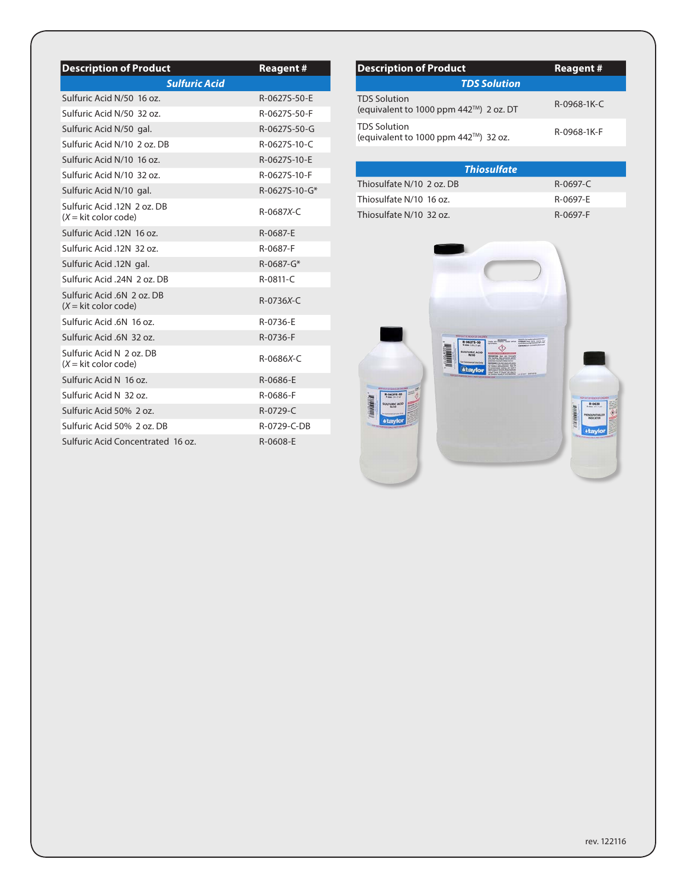| Description of Product | Reagent # |
| --- | --- |
| ***Sulfuric Acid*** | |
| Sulfuric Acid N/50 16 oz. | R-0627S-50-E |
| Sulfuric Acid N/50 32 oz. | R-0627S-50-F |
| Sulfuric Acid N/50 gal. | R-0627S-50-G |
| Sulfuric Acid N/10 2 oz. DB | R-0627S-10-C |
| Sulfuric Acid N/10 16 oz. | R-0627S-10-E |
| Sulfuric Acid N/10 32 oz. | R-0627S-10-F |
| Sulfuric Acid N/10 gal. | R-0627S-10-G* |
| Sulfuric Acid .12N 2 oz. DB (*X* = kit color code) | R-0687*X*-C |
| Sulfuric Acid .12N 16 oz. | R-0687-E |
| Sulfuric Acid .12N 32 oz. | R-0687-F |
| Sulfuric Acid .12N gal. | R-0687-G* |
| Sulfuric Acid .24N 2 oz. DB | R-0811-C |
| Sulfuric Acid .6N 2 oz. DB (*X* = kit color code) | R-0736*X*-C |
| Sulfuric Acid .6N 16 oz. | R-0736-E |
| Sulfuric Acid .6N 32 oz. | R-0736-F |
| Sulfuric Acid N 2 oz. DB (*X* = kit color code) | R-0686*X*-C |
| Sulfuric Acid N 16 oz. | R-0686-E |
| Sulfuric Acid N 32 oz. | R-0686-F |
| Sulfuric Acid 50% 2 oz. | R-0729-C |
| Sulfuric Acid 50% 2 oz. DB | R-0729-C-DB |
| Sulfuric Acid Concentrated 16 oz. | R-0608-E |

| Description of Product | Reagent # |
| --- | --- |
| ***TDS Solution*** | |
| TDS Solution (equivalent to 1000 ppm 442™) 2 oz. DT | R-0968-1K-C |
| TDS Solution (equivalent to 1000 ppm 442™) 32 oz. | R-0968-1K-F |
| ***Thiosulfate*** | |
| Thiosulfate N/10 2 oz. DB | R-0697-C |
| Thiosulfate N/10 16 oz. | R-0697-E |
| Thiosulfate N/10 32 oz. | R-0697-F |

rev. 122116